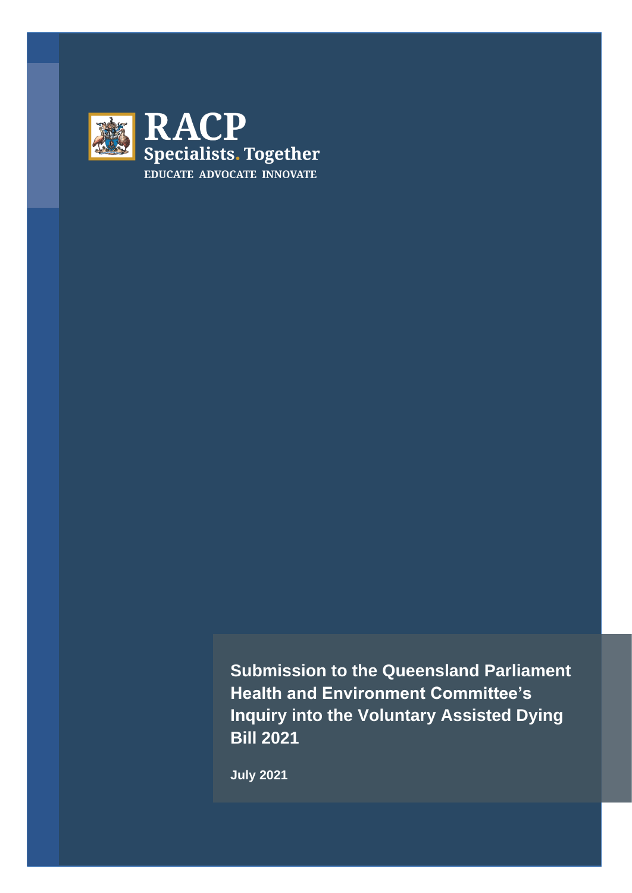RACP

Specialists. Together

EDUCATE ADVOCATE INNOVATE

# Submission to the Queensland Parliament Health and Environment Committee's Inquiry into the Voluntary Assisted Dying Bill 2021

July 2021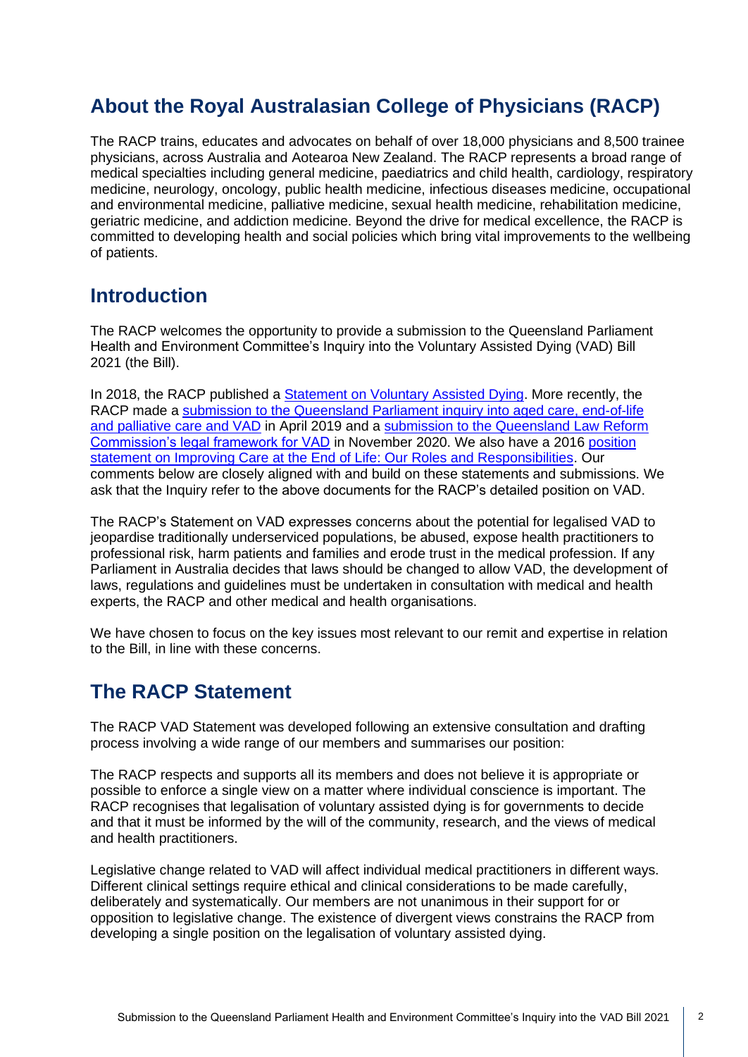## About the Royal Australasian College of Physicians (RACP)

The RACP trains, educates and advocates on behalf of over 18,000 physicians and 8,500 trainee physicians, across Australia and Aotearoa New Zealand. The RACP represents a broad range of medical specialties including general medicine, paediatrics and child health, cardiology, respiratory medicine, neurology, oncology, public health medicine, infectious diseases medicine, occupational and environmental medicine, palliative medicine, sexual health medicine, rehabilitation medicine, geriatric medicine, and addiction medicine. Beyond the drive for medical excellence, the RACP is committed to developing health and social policies which bring vital improvements to the wellbeing of patients.

## Introduction

The RACP welcomes the opportunity to provide a submission to the Queensland Parliament Health and Environment Committee's Inquiry into the Voluntary Assisted Dying (VAD) Bill 2021 (the Bill).

In 2018, the RACP published a Statement on Voluntary Assisted Dying. More recently, the RACP made a submission to the Queensland Parliament inquiry into aged care, end-of-life and palliative care and VAD in April 2019 and a submission to the Queensland Law Reform Commission's legal framework for VAD in November 2020. We also have a 2016 position statement on Improving Care at the End of Life: Our Roles and Responsibilities. Our comments below are closely aligned with and build on these statements and submissions. We ask that the Inquiry refer to the above documents for the RACP's detailed position on VAD.

The RACP's Statement on VAD expresses concerns about the potential for legalised VAD to jeopardise traditionally underserviced populations, be abused, expose health practitioners to professional risk, harm patients and families and erode trust in the medical profession. If any Parliament in Australia decides that laws should be changed to allow VAD, the development of laws, regulations and guidelines must be undertaken in consultation with medical and health experts, the RACP and other medical and health organisations.

We have chosen to focus on the key issues most relevant to our remit and expertise in relation to the Bill, in line with these concerns.

## The RACP Statement

The RACP VAD Statement was developed following an extensive consultation and drafting process involving a wide range of our members and summarises our position:

The RACP respects and supports all its members and does not believe it is appropriate or possible to enforce a single view on a matter where individual conscience is important. The RACP recognises that legalisation of voluntary assisted dying is for governments to decide and that it must be informed by the will of the community, research, and the views of medical and health practitioners.

Legislative change related to VAD will affect individual medical practitioners in different ways. Different clinical settings require ethical and clinical considerations to be made carefully, deliberately and systematically. Our members are not unanimous in their support for or opposition to legislative change. The existence of divergent views constrains the RACP from developing a single position on the legalisation of voluntary assisted dying.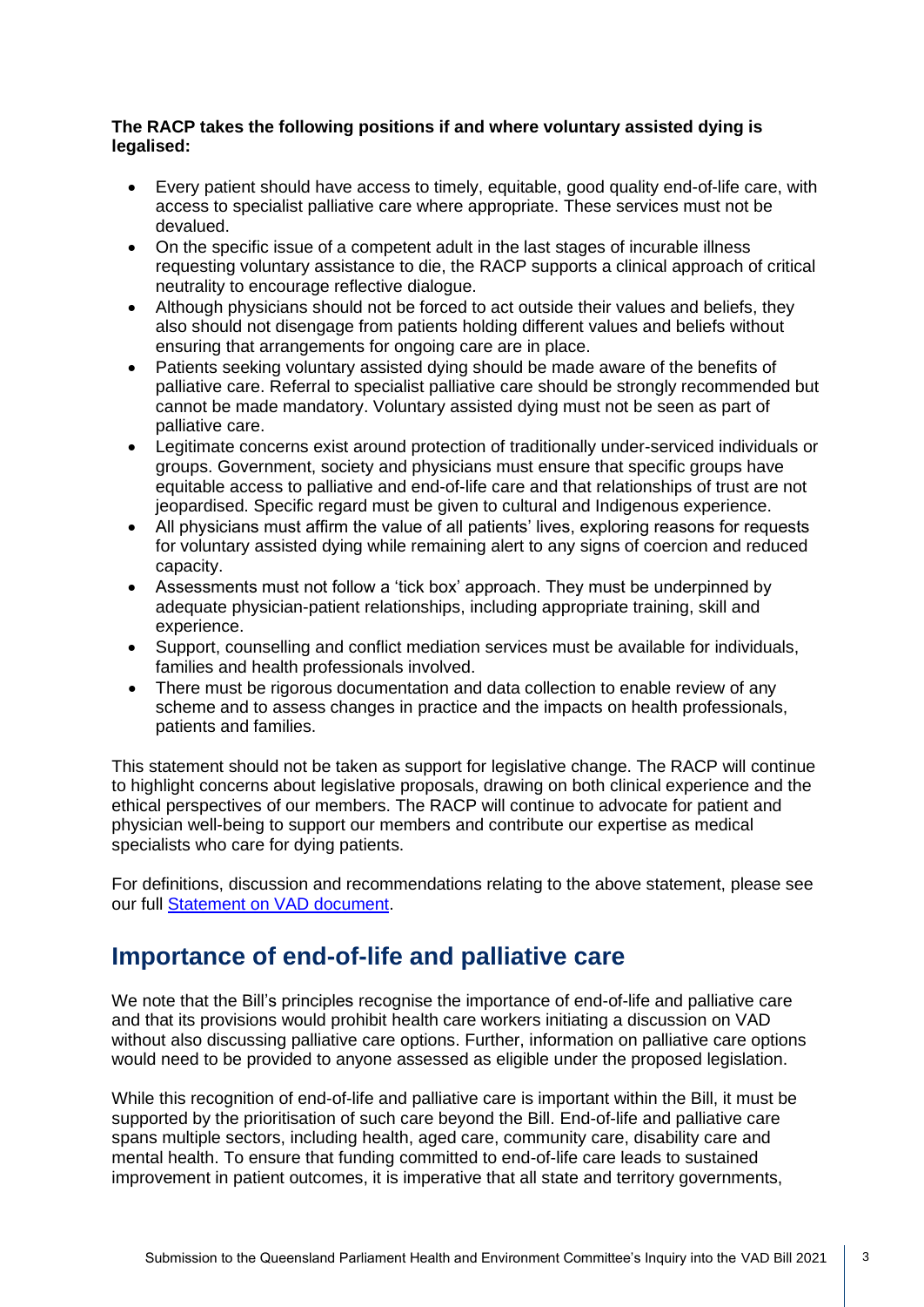**The RACP takes the following positions if and where voluntary assisted dying is legalised:**

- Every patient should have access to timely, equitable, good quality end-of-life care, with access to specialist palliative care where appropriate. These services must not be devalued.
- On the specific issue of a competent adult in the last stages of incurable illness requesting voluntary assistance to die, the RACP supports a clinical approach of critical neutrality to encourage reflective dialogue.
- Although physicians should not be forced to act outside their values and beliefs, they also should not disengage from patients holding different values and beliefs without ensuring that arrangements for ongoing care are in place.
- Patients seeking voluntary assisted dying should be made aware of the benefits of palliative care. Referral to specialist palliative care should be strongly recommended but cannot be made mandatory. Voluntary assisted dying must not be seen as part of palliative care.
- Legitimate concerns exist around protection of traditionally under-serviced individuals or groups. Government, society and physicians must ensure that specific groups have equitable access to palliative and end-of-life care and that relationships of trust are not jeopardised. Specific regard must be given to cultural and Indigenous experience.
- All physicians must affirm the value of all patients' lives, exploring reasons for requests for voluntary assisted dying while remaining alert to any signs of coercion and reduced capacity.
- Assessments must not follow a 'tick box' approach. They must be underpinned by adequate physician-patient relationships, including appropriate training, skill and experience.
- Support, counselling and conflict mediation services must be available for individuals, families and health professionals involved.
- There must be rigorous documentation and data collection to enable review of any scheme and to assess changes in practice and the impacts on health professionals, patients and families.

This statement should not be taken as support for legislative change. The RACP will continue to highlight concerns about legislative proposals, drawing on both clinical experience and the ethical perspectives of our members. The RACP will continue to advocate for patient and physician well-being to support our members and contribute our expertise as medical specialists who care for dying patients.

For definitions, discussion and recommendations relating to the above statement, please see our full Statement on VAD document.

## Importance of end-of-life and palliative care

We note that the Bill's principles recognise the importance of end-of-life and palliative care and that its provisions would prohibit health care workers initiating a discussion on VAD without also discussing palliative care options. Further, information on palliative care options would need to be provided to anyone assessed as eligible under the proposed legislation.

While this recognition of end-of-life and palliative care is important within the Bill, it must be supported by the prioritisation of such care beyond the Bill. End-of-life and palliative care spans multiple sectors, including health, aged care, community care, disability care and mental health. To ensure that funding committed to end-of-life care leads to sustained improvement in patient outcomes, it is imperative that all state and territory governments,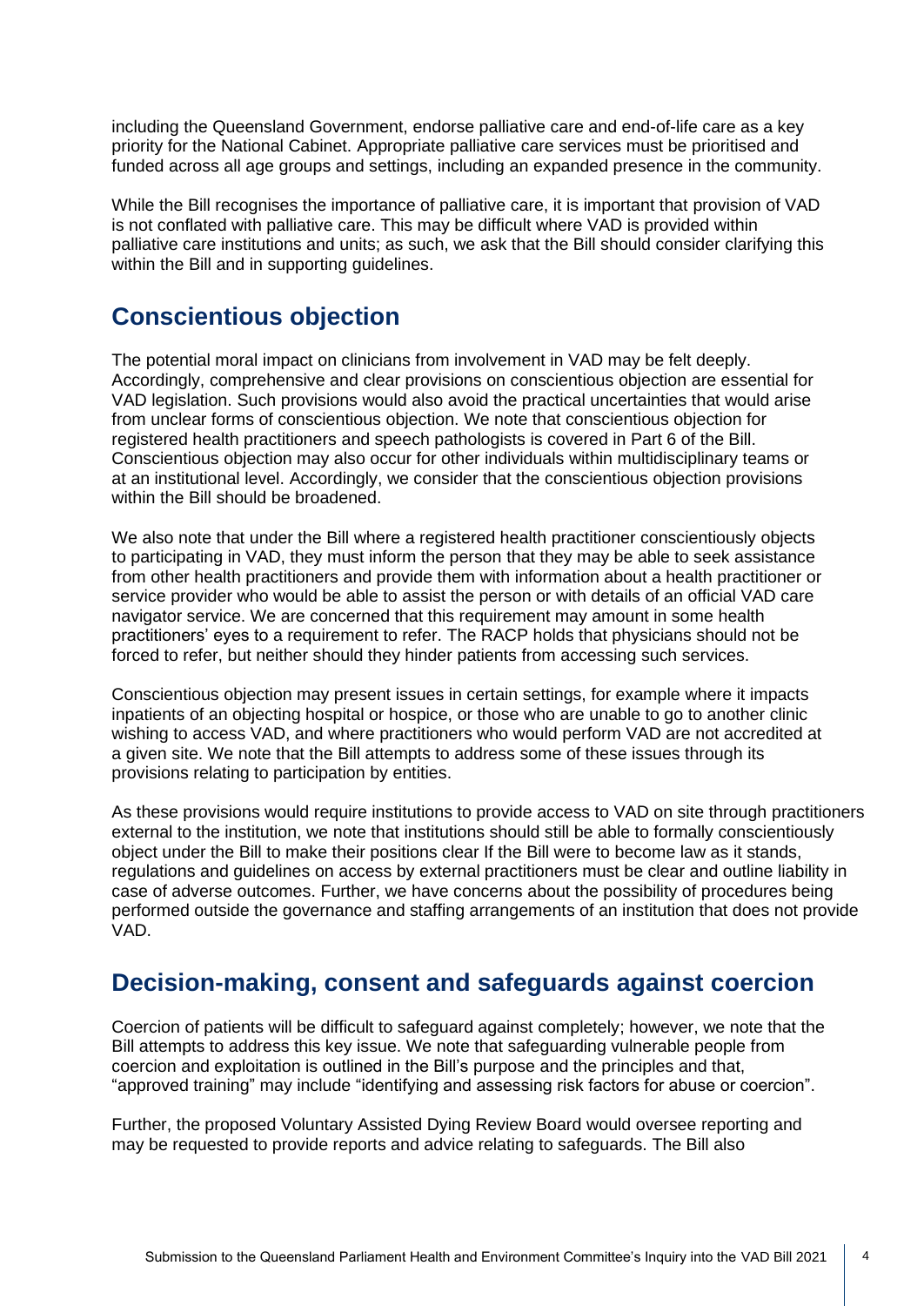including the Queensland Government, endorse palliative care and end-of-life care as a key priority for the National Cabinet. Appropriate palliative care services must be prioritised and funded across all age groups and settings, including an expanded presence in the community.

While the Bill recognises the importance of palliative care, it is important that provision of VAD is not conflated with palliative care. This may be difficult where VAD is provided within palliative care institutions and units; as such, we ask that the Bill should consider clarifying this within the Bill and in supporting guidelines.

## Conscientious objection

The potential moral impact on clinicians from involvement in VAD may be felt deeply. Accordingly, comprehensive and clear provisions on conscientious objection are essential for VAD legislation. Such provisions would also avoid the practical uncertainties that would arise from unclear forms of conscientious objection. We note that conscientious objection for registered health practitioners and speech pathologists is covered in Part 6 of the Bill. Conscientious objection may also occur for other individuals within multidisciplinary teams or at an institutional level. Accordingly, we consider that the conscientious objection provisions within the Bill should be broadened.

We also note that under the Bill where a registered health practitioner conscientiously objects to participating in VAD, they must inform the person that they may be able to seek assistance from other health practitioners and provide them with information about a health practitioner or service provider who would be able to assist the person or with details of an official VAD care navigator service. We are concerned that this requirement may amount in some health practitioners' eyes to a requirement to refer. The RACP holds that physicians should not be forced to refer, but neither should they hinder patients from accessing such services.

Conscientious objection may present issues in certain settings, for example where it impacts inpatients of an objecting hospital or hospice, or those who are unable to go to another clinic wishing to access VAD, and where practitioners who would perform VAD are not accredited at a given site. We note that the Bill attempts to address some of these issues through its provisions relating to participation by entities.

As these provisions would require institutions to provide access to VAD on site through practitioners external to the institution, we note that institutions should still be able to formally conscientiously object under the Bill to make their positions clear If the Bill were to become law as it stands, regulations and guidelines on access by external practitioners must be clear and outline liability in case of adverse outcomes. Further, we have concerns about the possibility of procedures being performed outside the governance and staffing arrangements of an institution that does not provide VAD.

## Decision-making, consent and safeguards against coercion

Coercion of patients will be difficult to safeguard against completely; however, we note that the Bill attempts to address this key issue. We note that safeguarding vulnerable people from coercion and exploitation is outlined in the Bill's purpose and the principles and that, "approved training" may include "identifying and assessing risk factors for abuse or coercion".

Further, the proposed Voluntary Assisted Dying Review Board would oversee reporting and may be requested to provide reports and advice relating to safeguards. The Bill also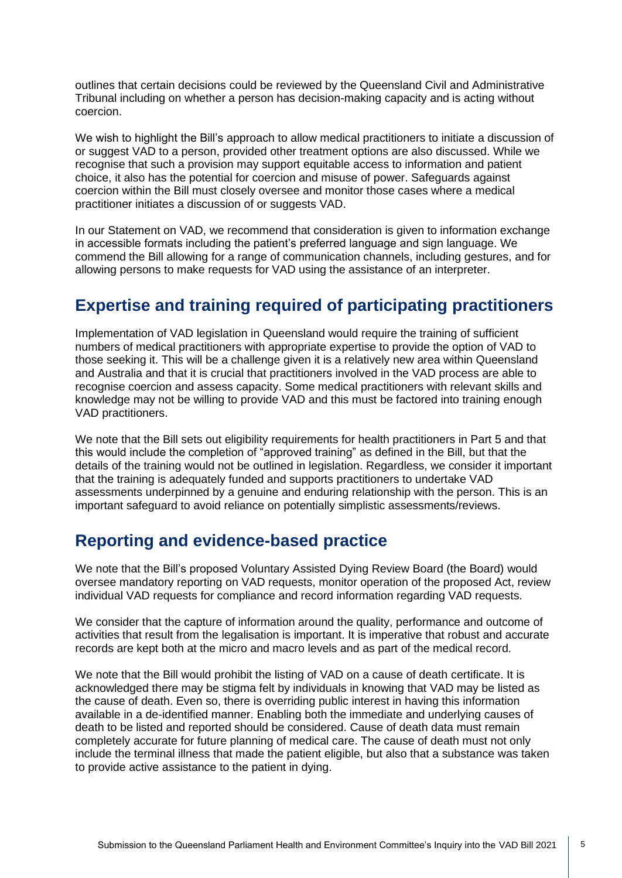outlines that certain decisions could be reviewed by the Queensland Civil and Administrative Tribunal including on whether a person has decision-making capacity and is acting without coercion.

We wish to highlight the Bill's approach to allow medical practitioners to initiate a discussion of or suggest VAD to a person, provided other treatment options are also discussed. While we recognise that such a provision may support equitable access to information and patient choice, it also has the potential for coercion and misuse of power. Safeguards against coercion within the Bill must closely oversee and monitor those cases where a medical practitioner initiates a discussion of or suggests VAD.

In our Statement on VAD, we recommend that consideration is given to information exchange in accessible formats including the patient's preferred language and sign language. We commend the Bill allowing for a range of communication channels, including gestures, and for allowing persons to make requests for VAD using the assistance of an interpreter.

## Expertise and training required of participating practitioners

Implementation of VAD legislation in Queensland would require the training of sufficient numbers of medical practitioners with appropriate expertise to provide the option of VAD to those seeking it. This will be a challenge given it is a relatively new area within Queensland and Australia and that it is crucial that practitioners involved in the VAD process are able to recognise coercion and assess capacity. Some medical practitioners with relevant skills and knowledge may not be willing to provide VAD and this must be factored into training enough VAD practitioners.

We note that the Bill sets out eligibility requirements for health practitioners in Part 5 and that this would include the completion of "approved training" as defined in the Bill, but that the details of the training would not be outlined in legislation. Regardless, we consider it important that the training is adequately funded and supports practitioners to undertake VAD assessments underpinned by a genuine and enduring relationship with the person. This is an important safeguard to avoid reliance on potentially simplistic assessments/reviews.

## Reporting and evidence-based practice

We note that the Bill's proposed Voluntary Assisted Dying Review Board (the Board) would oversee mandatory reporting on VAD requests, monitor operation of the proposed Act, review individual VAD requests for compliance and record information regarding VAD requests.

We consider that the capture of information around the quality, performance and outcome of activities that result from the legalisation is important. It is imperative that robust and accurate records are kept both at the micro and macro levels and as part of the medical record.

We note that the Bill would prohibit the listing of VAD on a cause of death certificate. It is acknowledged there may be stigma felt by individuals in knowing that VAD may be listed as the cause of death. Even so, there is overriding public interest in having this information available in a de-identified manner. Enabling both the immediate and underlying causes of death to be listed and reported should be considered. Cause of death data must remain completely accurate for future planning of medical care. The cause of death must not only include the terminal illness that made the patient eligible, but also that a substance was taken to provide active assistance to the patient in dying.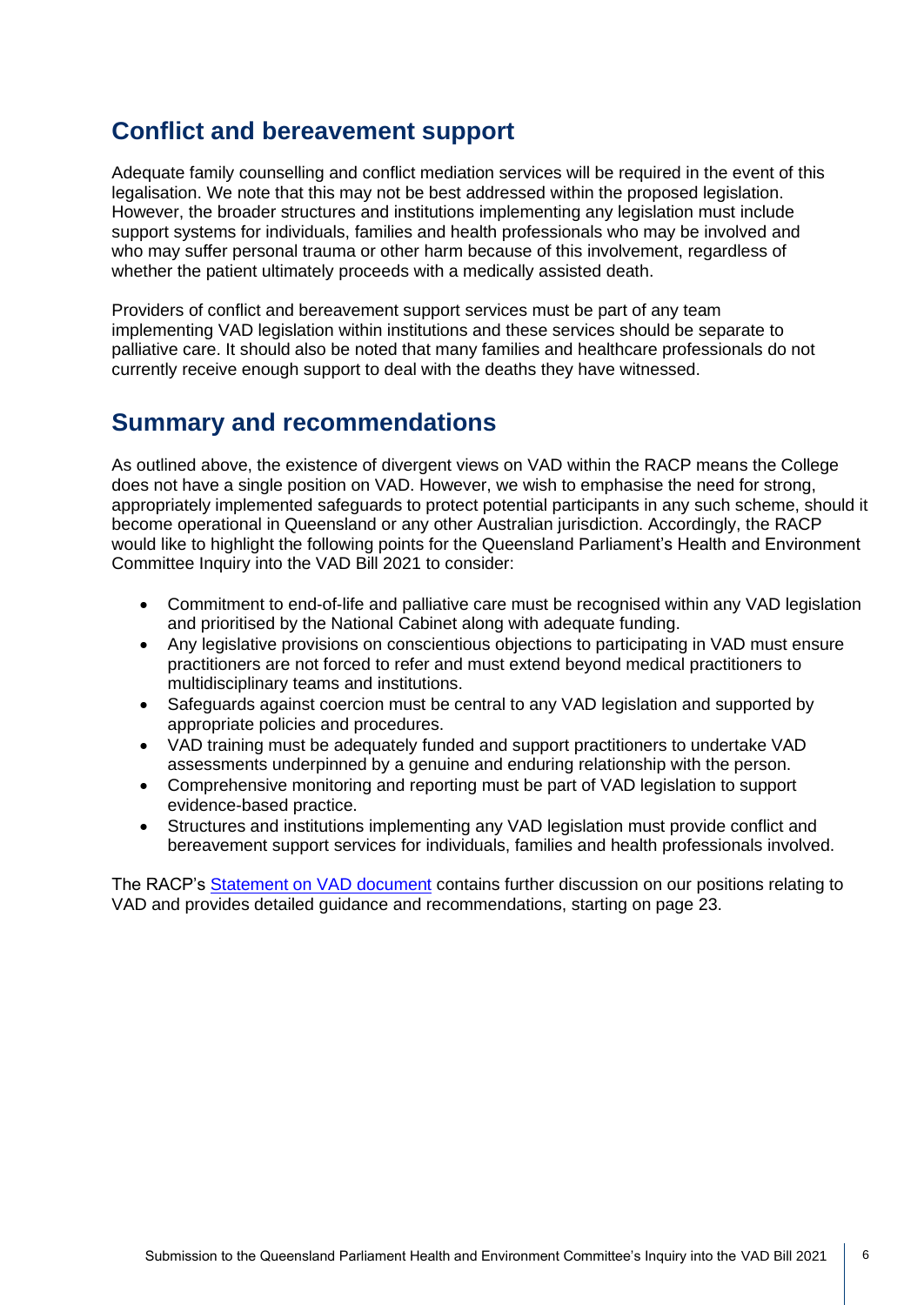## Conflict and bereavement support

Adequate family counselling and conflict mediation services will be required in the event of this legalisation. We note that this may not be best addressed within the proposed legislation. However, the broader structures and institutions implementing any legislation must include support systems for individuals, families and health professionals who may be involved and who may suffer personal trauma or other harm because of this involvement, regardless of whether the patient ultimately proceeds with a medically assisted death.

Providers of conflict and bereavement support services must be part of any team implementing VAD legislation within institutions and these services should be separate to palliative care. It should also be noted that many families and healthcare professionals do not currently receive enough support to deal with the deaths they have witnessed.

## Summary and recommendations

As outlined above, the existence of divergent views on VAD within the RACP means the College does not have a single position on VAD. However, we wish to emphasise the need for strong, appropriately implemented safeguards to protect potential participants in any such scheme, should it become operational in Queensland or any other Australian jurisdiction. Accordingly, the RACP would like to highlight the following points for the Queensland Parliament's Health and Environment Committee Inquiry into the VAD Bill 2021 to consider:

- Commitment to end-of-life and palliative care must be recognised within any VAD legislation and prioritised by the National Cabinet along with adequate funding.
- Any legislative provisions on conscientious objections to participating in VAD must ensure practitioners are not forced to refer and must extend beyond medical practitioners to multidisciplinary teams and institutions.
- Safeguards against coercion must be central to any VAD legislation and supported by appropriate policies and procedures.
- VAD training must be adequately funded and support practitioners to undertake VAD assessments underpinned by a genuine and enduring relationship with the person.
- Comprehensive monitoring and reporting must be part of VAD legislation to support evidence-based practice.
- Structures and institutions implementing any VAD legislation must provide conflict and bereavement support services for individuals, families and health professionals involved.

The RACP's Statement on VAD document contains further discussion on our positions relating to VAD and provides detailed guidance and recommendations, starting on page 23.